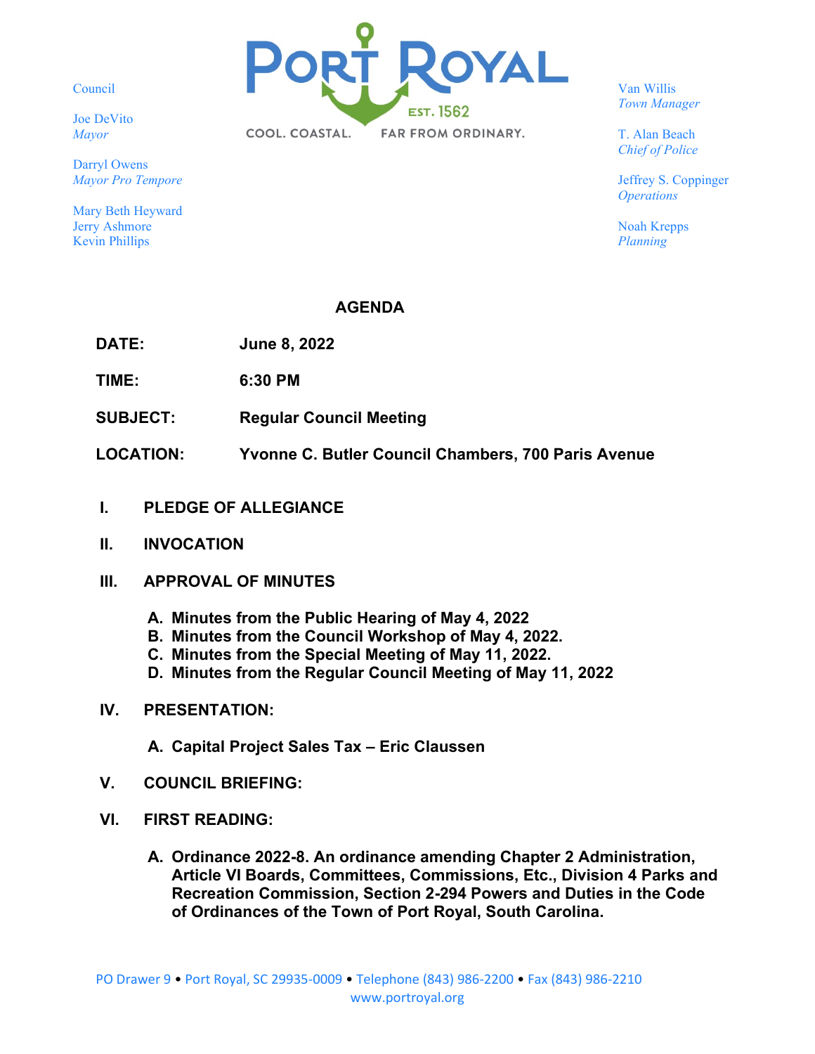Council

Joe DeVito
*Mayor*

Darryl Owens
*Mayor Pro Tempore*

Mary Beth Heyward
Jerry Ashmore
Kevin Phillips

PORT ROYAL
EST. 1562
COOL. COASTAL. FAR FROM ORDINARY.

Van Willis
*Town Manager*

T. Alan Beach
*Chief of Police*

Jeffrey S. Coppinger
*Operations*

Noah Krepps
*Planning*

# AGENDA

**DATE:** June 8, 2022

**TIME:** 6:30 PM

**SUBJECT:** Regular Council Meeting

**LOCATION:** Yvonne C. Butler Council Chambers, 700 Paris Avenue

**I. PLEDGE OF ALLEGIANCE**

**II. INVOCATION**

**III. APPROVAL OF MINUTES**

- **A. Minutes from the Public Hearing of May 4, 2022**
- **B. Minutes from the Council Workshop of May 4, 2022.**
- **C. Minutes from the Special Meeting of May 11, 2022.**
- **D. Minutes from the Regular Council Meeting of May 11, 2022**

**IV. PRESENTATION:**

- **A. Capital Project Sales Tax – Eric Claussen**

**V. COUNCIL BRIEFING:**

**VI. FIRST READING:**

- **A. Ordinance 2022-8. An ordinance amending Chapter 2 Administration, Article VI Boards, Committees, Commissions, Etc., Division 4 Parks and Recreation Commission, Section 2-294 Powers and Duties in the Code of Ordinances of the Town of Port Royal, South Carolina.**

PO Drawer 9 • Port Royal, SC 29935-0009 • Telephone (843) 986-2200 • Fax (843) 986-2210
www.portroyal.org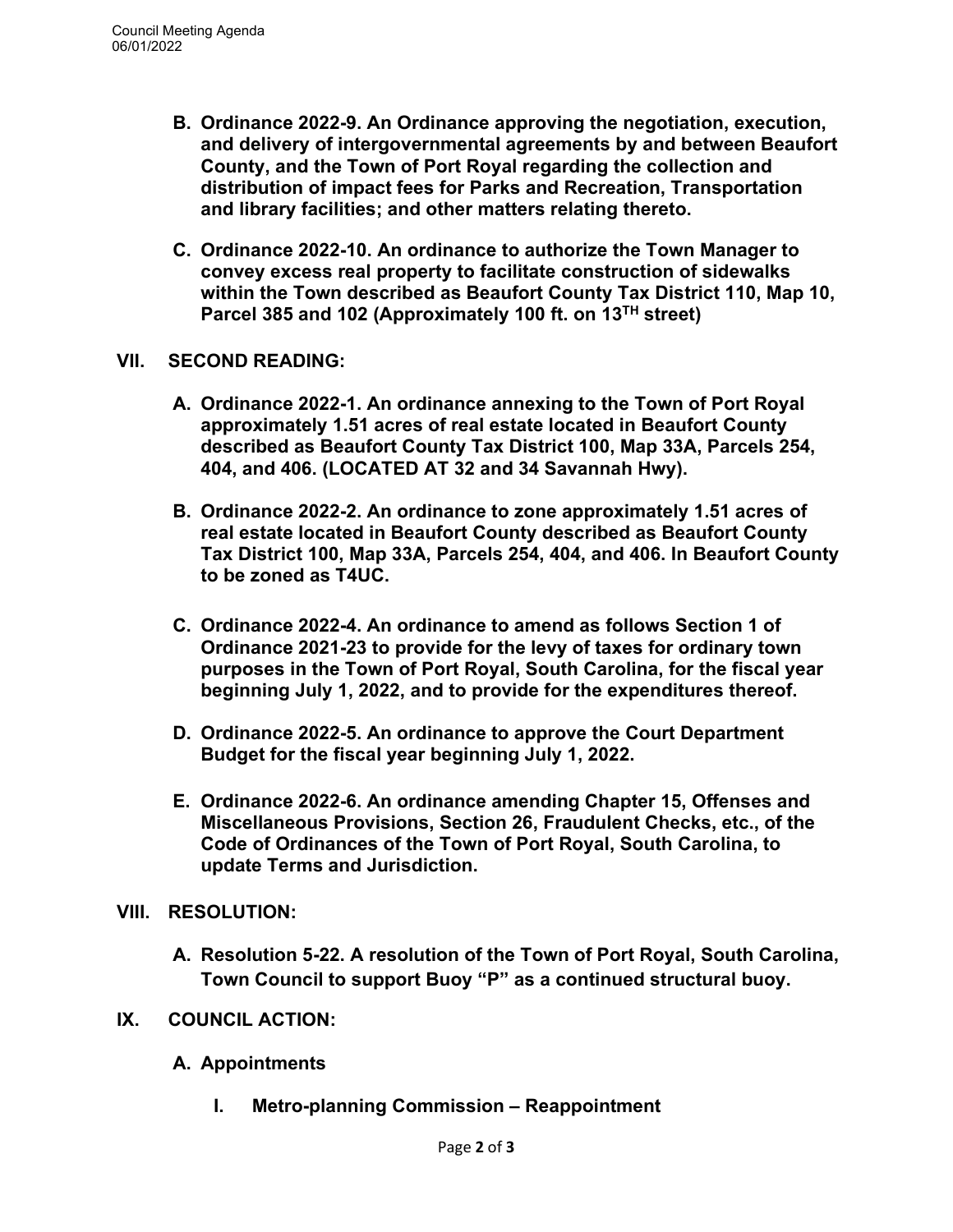**B. Ordinance 2022-9. An Ordinance approving the negotiation, execution, and delivery of intergovernmental agreements by and between Beaufort County, and the Town of Port Royal regarding the collection and distribution of impact fees for Parks and Recreation, Transportation and library facilities; and other matters relating thereto.**

**C. Ordinance 2022-10. An ordinance to authorize the Town Manager to convey excess real property to facilitate construction of sidewalks within the Town described as Beaufort County Tax District 110, Map 10, Parcel 385 and 102 (Approximately 100 ft. on 13TH street)**

## VII. SECOND READING:

**A. Ordinance 2022-1. An ordinance annexing to the Town of Port Royal approximately 1.51 acres of real estate located in Beaufort County described as Beaufort County Tax District 100, Map 33A, Parcels 254, 404, and 406. (LOCATED AT 32 and 34 Savannah Hwy).**

**B. Ordinance 2022-2. An ordinance to zone approximately 1.51 acres of real estate located in Beaufort County described as Beaufort County Tax District 100, Map 33A, Parcels 254, 404, and 406. In Beaufort County to be zoned as T4UC.**

**C. Ordinance 2022-4. An ordinance to amend as follows Section 1 of Ordinance 2021-23 to provide for the levy of taxes for ordinary town purposes in the Town of Port Royal, South Carolina, for the fiscal year beginning July 1, 2022, and to provide for the expenditures thereof.**

**D. Ordinance 2022-5. An ordinance to approve the Court Department Budget for the fiscal year beginning July 1, 2022.**

**E. Ordinance 2022-6. An ordinance amending Chapter 15, Offenses and Miscellaneous Provisions, Section 26, Fraudulent Checks, etc., of the Code of Ordinances of the Town of Port Royal, South Carolina, to update Terms and Jurisdiction.**

## VIII. RESOLUTION:

**A. Resolution 5-22. A resolution of the Town of Port Royal, South Carolina, Town Council to support Buoy "P" as a continued structural buoy.**

## IX. COUNCIL ACTION:

**A. Appointments**

**I. Metro-planning Commission – Reappointment**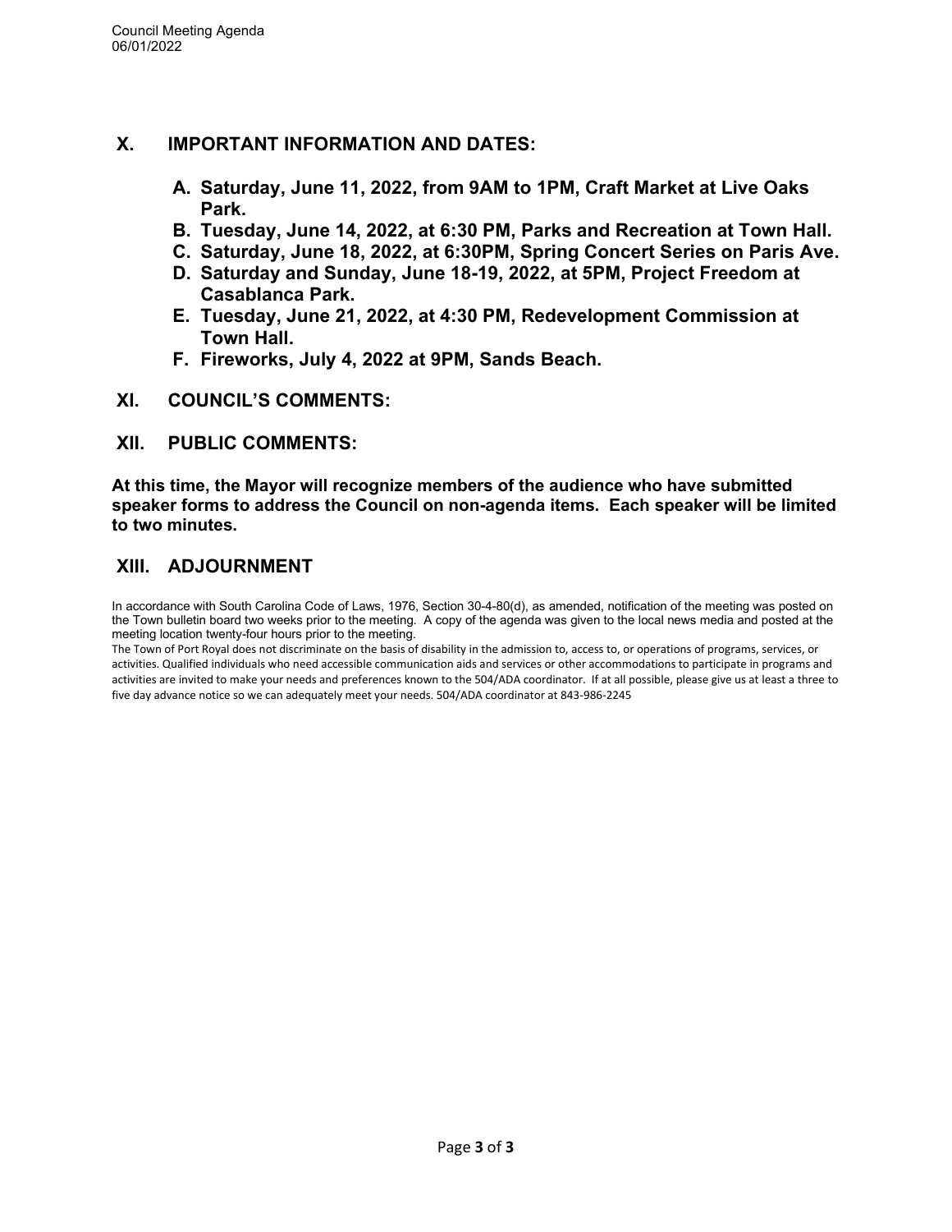## X. IMPORTANT INFORMATION AND DATES:

- **A. Saturday, June 11, 2022, from 9AM to 1PM, Craft Market at Live Oaks Park.**
- **B. Tuesday, June 14, 2022, at 6:30 PM, Parks and Recreation at Town Hall.**
- **C. Saturday, June 18, 2022, at 6:30PM, Spring Concert Series on Paris Ave.**
- **D. Saturday and Sunday, June 18-19, 2022, at 5PM, Project Freedom at Casablanca Park.**
- **E. Tuesday, June 21, 2022, at 4:30 PM, Redevelopment Commission at Town Hall.**
- **F. Fireworks, July 4, 2022 at 9PM, Sands Beach.**

## XI. COUNCIL'S COMMENTS:

## XII. PUBLIC COMMENTS:

**At this time, the Mayor will recognize members of the audience who have submitted speaker forms to address the Council on non-agenda items. Each speaker will be limited to two minutes.**

## XIII. ADJOURNMENT

In accordance with South Carolina Code of Laws, 1976, Section 30-4-80(d), as amended, notification of the meeting was posted on the Town bulletin board two weeks prior to the meeting. A copy of the agenda was given to the local news media and posted at the meeting location twenty-four hours prior to the meeting.

The Town of Port Royal does not discriminate on the basis of disability in the admission to, access to, or operations of programs, services, or activities. Qualified individuals who need accessible communication aids and services or other accommodations to participate in programs and activities are invited to make your needs and preferences known to the 504/ADA coordinator. If at all possible, please give us at least a three to five day advance notice so we can adequately meet your needs. 504/ADA coordinator at 843-986-2245